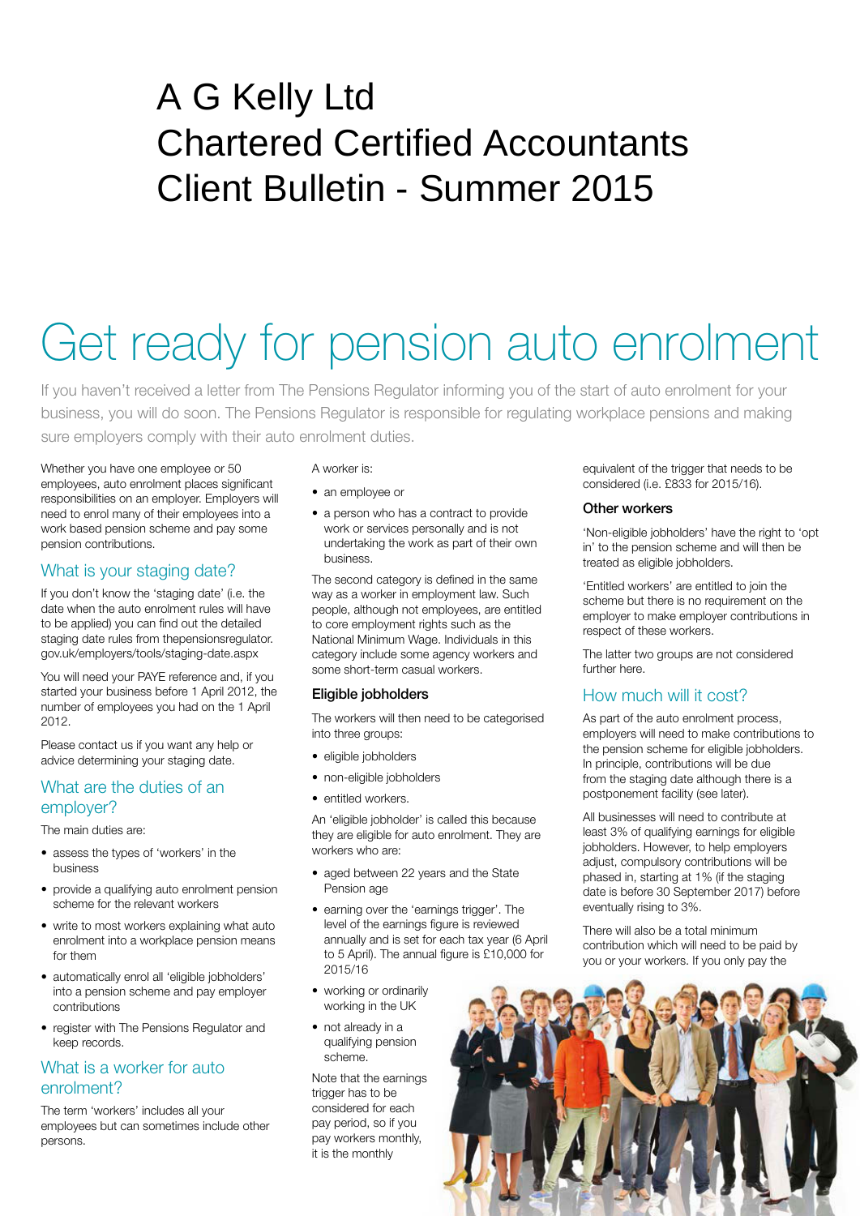# A G Kelly Ltd
# Chartered Certified Accountants
# Client Bulletin - Summer 2015

# Get ready for pension auto enrolment

If you haven't received a letter from The Pensions Regulator informing you of the start of auto enrolment for your business, you will do soon. The Pensions Regulator is responsible for regulating workplace pensions and making sure employers comply with their auto enrolment duties.

Whether you have one employee or 50 employees, auto enrolment places significant responsibilities on an employer. Employers will need to enrol many of their employees into a work based pension scheme and pay some pension contributions.

## What is your staging date?

If you don't know the 'staging date' (i.e. the date when the auto enrolment rules will have to be applied) you can find out the detailed staging date rules from thepensionsregulator.gov.uk/employers/tools/staging-date.aspx

You will need your PAYE reference and, if you started your business before 1 April 2012, the number of employees you had on the 1 April 2012.

Please contact us if you want any help or advice determining your staging date.

## What are the duties of an employer?

The main duties are:

- assess the types of 'workers' in the business
- provide a qualifying auto enrolment pension scheme for the relevant workers
- write to most workers explaining what auto enrolment into a workplace pension means for them
- automatically enrol all 'eligible jobholders' into a pension scheme and pay employer contributions
- register with The Pensions Regulator and keep records.

## What is a worker for auto enrolment?

The term 'workers' includes all your employees but can sometimes include other persons.

A worker is:

- an employee or
- a person who has a contract to provide work or services personally and is not undertaking the work as part of their own business.

The second category is defined in the same way as a worker in employment law. Such people, although not employees, are entitled to core employment rights such as the National Minimum Wage. Individuals in this category include some agency workers and some short-term casual workers.

### Eligible jobholders

The workers will then need to be categorised into three groups:

- eligible jobholders
- non-eligible jobholders
- entitled workers.

An 'eligible jobholder' is called this because they are eligible for auto enrolment. They are workers who are:

- aged between 22 years and the State Pension age
- earning over the 'earnings trigger'. The level of the earnings figure is reviewed annually and is set for each tax year (6 April to 5 April). The annual figure is £10,000 for 2015/16
- working or ordinarily working in the UK
- not already in a qualifying pension scheme.

Note that the earnings trigger has to be considered for each pay period, so if you pay workers monthly, it is the monthly equivalent of the trigger that needs to be considered (i.e. £833 for 2015/16).

### Other workers

'Non-eligible jobholders' have the right to 'opt in' to the pension scheme and will then be treated as eligible jobholders.

'Entitled workers' are entitled to join the scheme but there is no requirement on the employer to make employer contributions in respect of these workers.

The latter two groups are not considered further here.

## How much will it cost?

As part of the auto enrolment process, employers will need to make contributions to the pension scheme for eligible jobholders. In principle, contributions will be due from the staging date although there is a postponement facility (see later).

All businesses will need to contribute at least 3% of qualifying earnings for eligible jobholders. However, to help employers adjust, compulsory contributions will be phased in, starting at 1% (if the staging date is before 30 September 2017) before eventually rising to 3%.

There will also be a total minimum contribution which will need to be paid by you or your workers. If you only pay the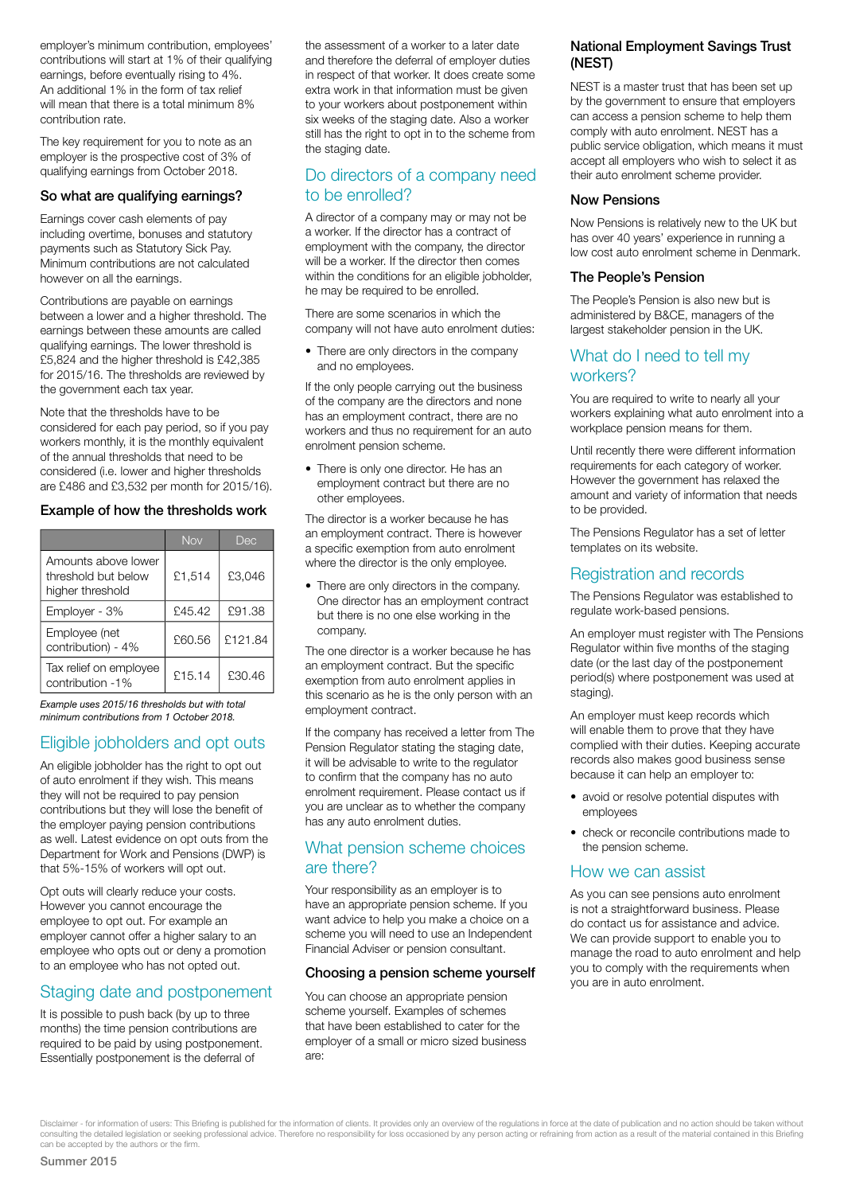employer's minimum contribution, employees' contributions will start at 1% of their qualifying earnings, before eventually rising to 4%. An additional 1% in the form of tax relief will mean that there is a total minimum 8% contribution rate.

The key requirement for you to note as an employer is the prospective cost of 3% of qualifying earnings from October 2018.

### So what are qualifying earnings?

Earnings cover cash elements of pay including overtime, bonuses and statutory payments such as Statutory Sick Pay. Minimum contributions are not calculated however on all the earnings.

Contributions are payable on earnings between a lower and a higher threshold. The earnings between these amounts are called qualifying earnings. The lower threshold is £5,824 and the higher threshold is £42,385 for 2015/16. The thresholds are reviewed by the government each tax year.

Note that the thresholds have to be considered for each pay period, so if you pay workers monthly, it is the monthly equivalent of the annual thresholds that need to be considered (i.e. lower and higher thresholds are £486 and £3,532 per month for 2015/16).

### Example of how the thresholds work

| | Nov | Dec |
|---|---|---|
| Amounts above lower threshold but below higher threshold | £1,514 | £3,046 |
| Employer - 3% | £45.42 | £91.38 |
| Employee (net contribution) - 4% | £60.56 | £121.84 |
| Tax relief on employee contribution -1% | £15.14 | £30.46 |

*Example uses 2015/16 thresholds but with total minimum contributions from 1 October 2018.*

## Eligible jobholders and opt outs

An eligible jobholder has the right to opt out of auto enrolment if they wish. This means they will not be required to pay pension contributions but they will lose the benefit of the employer paying pension contributions as well. Latest evidence on opt outs from the Department for Work and Pensions (DWP) is that 5%-15% of workers will opt out.

Opt outs will clearly reduce your costs. However you cannot encourage the employee to opt out. For example an employer cannot offer a higher salary to an employee who opts out or deny a promotion to an employee who has not opted out.

## Staging date and postponement

It is possible to push back (by up to three months) the time pension contributions are required to be paid by using postponement. Essentially postponement is the deferral of the assessment of a worker to a later date and therefore the deferral of employer duties in respect of that worker. It does create some extra work in that information must be given to your workers about postponement within six weeks of the staging date. Also a worker still has the right to opt in to the scheme from the staging date.

## Do directors of a company need to be enrolled?

A director of a company may or may not be a worker. If the director has a contract of employment with the company, the director will be a worker. If the director then comes within the conditions for an eligible jobholder, he may be required to be enrolled.

There are some scenarios in which the company will not have auto enrolment duties:

- There are only directors in the company and no employees.

If the only people carrying out the business of the company are the directors and none has an employment contract, there are no workers and thus no requirement for an auto enrolment pension scheme.

- There is only one director. He has an employment contract but there are no other employees.

The director is a worker because he has an employment contract. There is however a specific exemption from auto enrolment where the director is the only employee.

- There are only directors in the company. One director has an employment contract but there is no one else working in the company.

The one director is a worker because he has an employment contract. But the specific exemption from auto enrolment applies in this scenario as he is the only person with an employment contract.

If the company has received a letter from The Pension Regulator stating the staging date, it will be advisable to write to the regulator to confirm that the company has no auto enrolment requirement. Please contact us if you are unclear as to whether the company has any auto enrolment duties.

## What pension scheme choices are there?

Your responsibility as an employer is to have an appropriate pension scheme. If you want advice to help you make a choice on a scheme you will need to use an Independent Financial Adviser or pension consultant.

### Choosing a pension scheme yourself

You can choose an appropriate pension scheme yourself. Examples of schemes that have been established to cater for the employer of a small or micro sized business are:

### National Employment Savings Trust (NEST)

NEST is a master trust that has been set up by the government to ensure that employers can access a pension scheme to help them comply with auto enrolment. NEST has a public service obligation, which means it must accept all employers who wish to select it as their auto enrolment scheme provider.

### Now Pensions

Now Pensions is relatively new to the UK but has over 40 years' experience in running a low cost auto enrolment scheme in Denmark.

### The People's Pension

The People's Pension is also new but is administered by B&CE, managers of the largest stakeholder pension in the UK.

## What do I need to tell my workers?

You are required to write to nearly all your workers explaining what auto enrolment into a workplace pension means for them.

Until recently there were different information requirements for each category of worker. However the government has relaxed the amount and variety of information that needs to be provided.

The Pensions Regulator has a set of letter templates on its website.

## Registration and records

The Pensions Regulator was established to regulate work-based pensions.

An employer must register with The Pensions Regulator within five months of the staging date (or the last day of the postponement period(s) where postponement was used at staging).

An employer must keep records which will enable them to prove that they have complied with their duties. Keeping accurate records also makes good business sense because it can help an employer to:

- avoid or resolve potential disputes with employees
- check or reconcile contributions made to the pension scheme.

## How we can assist

As you can see pensions auto enrolment is not a straightforward business. Please do contact us for assistance and advice. We can provide support to enable you to manage the road to auto enrolment and help you to comply with the requirements when you are in auto enrolment.

Disclaimer - for information of users: This Briefing is published for the information of clients. It provides only an overview of the regulations in force at the date of publication and no action should be taken without consulting the detailed legislation or seeking professional advice. Therefore no responsibility for loss occasioned by any person acting or refraining from action as a result of the material contained in this Briefing can be accepted by the authors or the firm.

Summer 2015